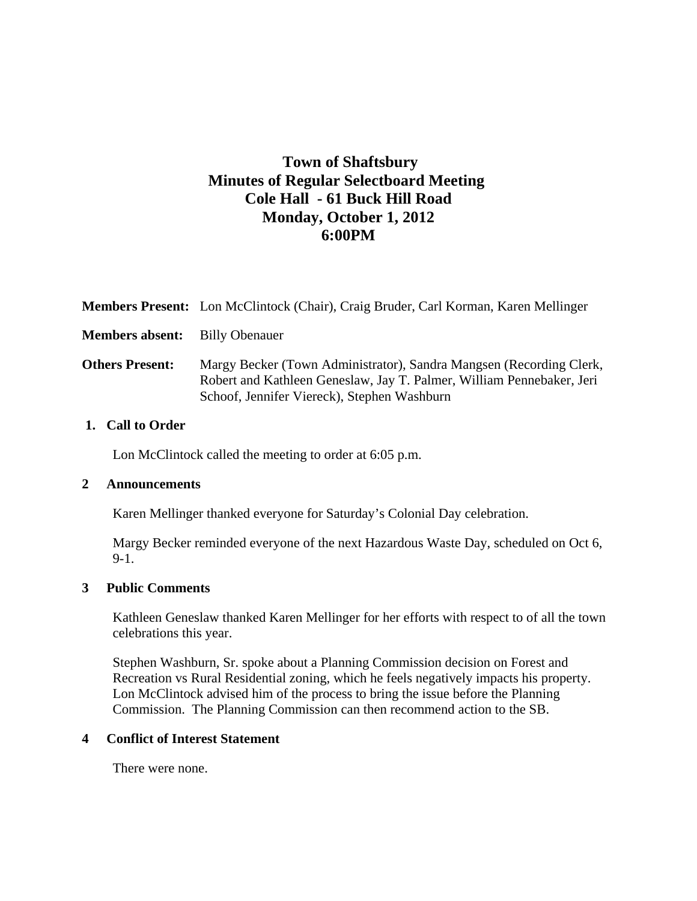# Town of Shaftsbury
## Minutes of Regular Selectboard Meeting
## Cole Hall - 61 Buck Hill Road
## Monday, October 1, 2012
## 6:00PM

**Members Present:** Lon McClintock (Chair), Craig Bruder, Carl Korman, Karen Mellinger

**Members absent:** Billy Obenauer

**Others Present:** Margy Becker (Town Administrator), Sandra Mangsen (Recording Clerk, Robert and Kathleen Geneslaw, Jay T. Palmer, William Pennebaker, Jeri Schoof, Jennifer Viereck), Stephen Washburn

### 1. Call to Order

Lon McClintock called the meeting to order at 6:05 p.m.

### 2 Announcements

Karen Mellinger thanked everyone for Saturday's Colonial Day celebration.

Margy Becker reminded everyone of the next Hazardous Waste Day, scheduled on Oct 6, 9-1.

### 3 Public Comments

Kathleen Geneslaw thanked Karen Mellinger for her efforts with respect to of all the town celebrations this year.

Stephen Washburn, Sr. spoke about a Planning Commission decision on Forest and Recreation vs Rural Residential zoning, which he feels negatively impacts his property. Lon McClintock advised him of the process to bring the issue before the Planning Commission. The Planning Commission can then recommend action to the SB.

### 4 Conflict of Interest Statement

There were none.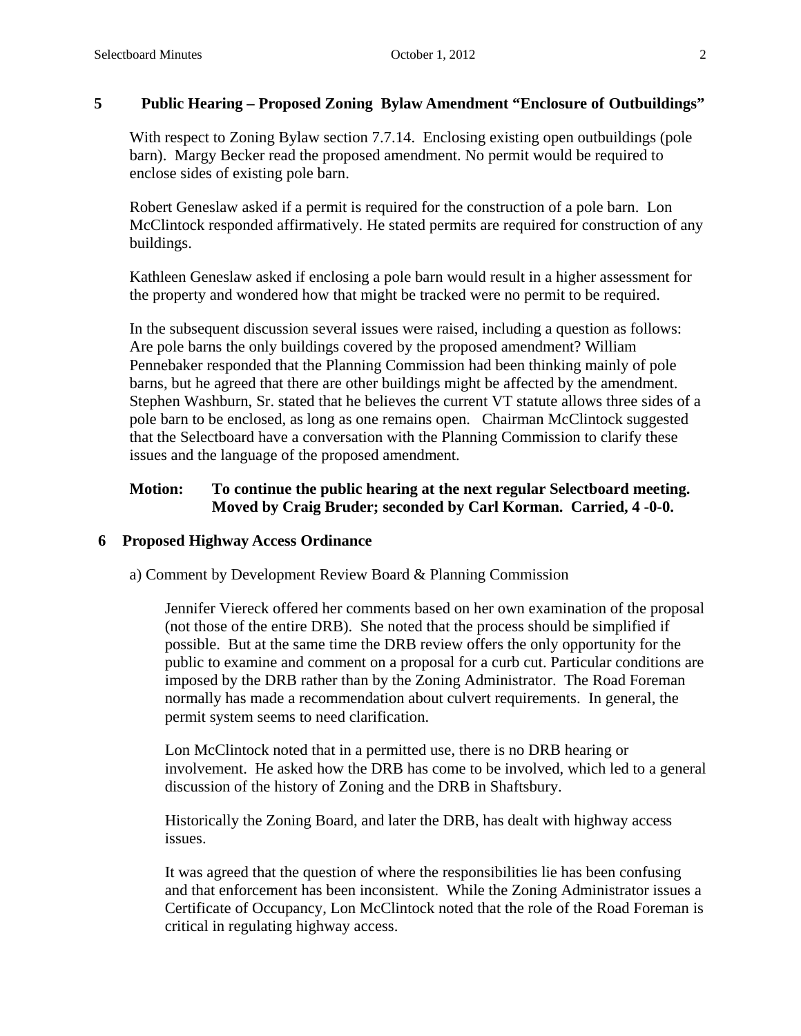## 5 Public Hearing – Proposed Zoning Bylaw Amendment "Enclosure of Outbuildings"

With respect to Zoning Bylaw section 7.7.14. Enclosing existing open outbuildings (pole barn). Margy Becker read the proposed amendment. No permit would be required to enclose sides of existing pole barn.

Robert Geneslaw asked if a permit is required for the construction of a pole barn. Lon McClintock responded affirmatively. He stated permits are required for construction of any buildings.

Kathleen Geneslaw asked if enclosing a pole barn would result in a higher assessment for the property and wondered how that might be tracked were no permit to be required.

In the subsequent discussion several issues were raised, including a question as follows: Are pole barns the only buildings covered by the proposed amendment? William Pennebaker responded that the Planning Commission had been thinking mainly of pole barns, but he agreed that there are other buildings might be affected by the amendment. Stephen Washburn, Sr. stated that he believes the current VT statute allows three sides of a pole barn to be enclosed, as long as one remains open. Chairman McClintock suggested that the Selectboard have a conversation with the Planning Commission to clarify these issues and the language of the proposed amendment.

**Motion: To continue the public hearing at the next regular Selectboard meeting. Moved by Craig Bruder; seconded by Carl Korman. Carried, 4 -0-0.**

## 6 Proposed Highway Access Ordinance

a) Comment by Development Review Board & Planning Commission

Jennifer Viereck offered her comments based on her own examination of the proposal (not those of the entire DRB). She noted that the process should be simplified if possible. But at the same time the DRB review offers the only opportunity for the public to examine and comment on a proposal for a curb cut. Particular conditions are imposed by the DRB rather than by the Zoning Administrator. The Road Foreman normally has made a recommendation about culvert requirements. In general, the permit system seems to need clarification.

Lon McClintock noted that in a permitted use, there is no DRB hearing or involvement. He asked how the DRB has come to be involved, which led to a general discussion of the history of Zoning and the DRB in Shaftsbury.

Historically the Zoning Board, and later the DRB, has dealt with highway access issues.

It was agreed that the question of where the responsibilities lie has been confusing and that enforcement has been inconsistent. While the Zoning Administrator issues a Certificate of Occupancy, Lon McClintock noted that the role of the Road Foreman is critical in regulating highway access.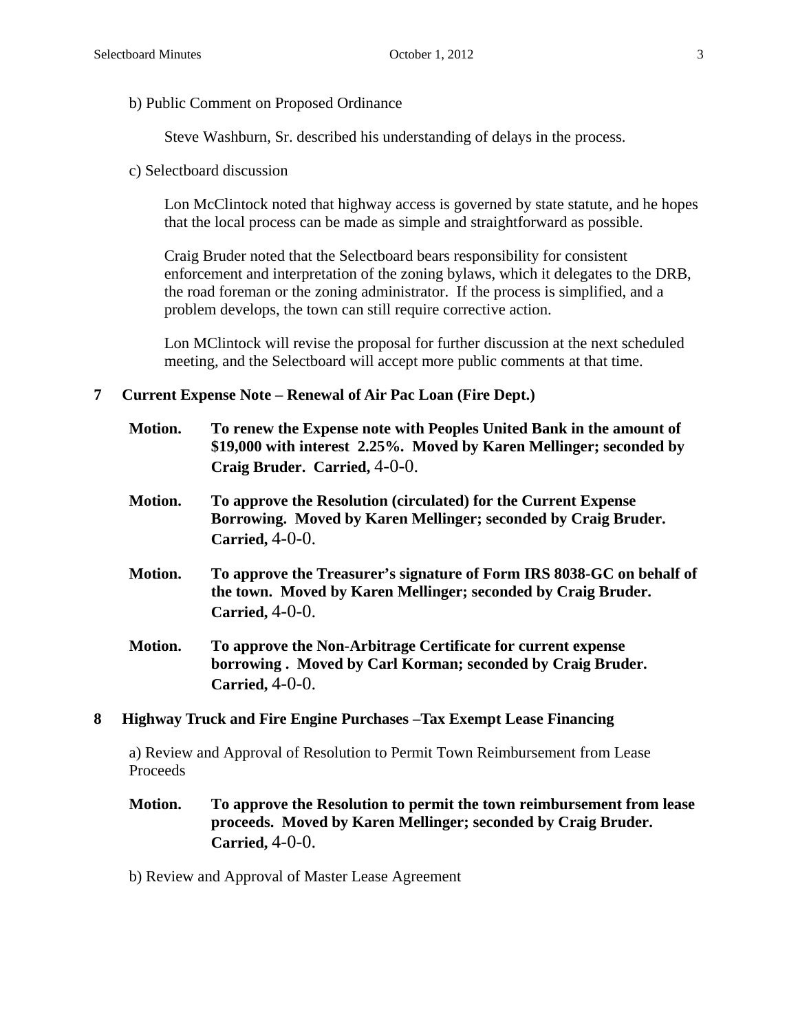b) Public Comment on Proposed Ordinance

Steve Washburn, Sr. described his understanding of delays in the process.

c) Selectboard discussion

Lon McClintock noted that highway access is governed by state statute, and he hopes that the local process can be made as simple and straightforward as possible.

Craig Bruder noted that the Selectboard bears responsibility for consistent enforcement and interpretation of the zoning bylaws, which it delegates to the DRB, the road foreman or the zoning administrator. If the process is simplified, and a problem develops, the town can still require corrective action.

Lon MClintock will revise the proposal for further discussion at the next scheduled meeting, and the Selectboard will accept more public comments at that time.

## 7 Current Expense Note – Renewal of Air Pac Loan (Fire Dept.)

**Motion.** **To renew the Expense note with Peoples United Bank in the amount of $19,000 with interest 2.25%. Moved by Karen Mellinger; seconded by Craig Bruder. Carried,** 4-0-0.

**Motion.** **To approve the Resolution (circulated) for the Current Expense Borrowing. Moved by Karen Mellinger; seconded by Craig Bruder. Carried,** 4-0-0.

**Motion.** **To approve the Treasurer's signature of Form IRS 8038-GC on behalf of the town. Moved by Karen Mellinger; seconded by Craig Bruder. Carried,** 4-0-0.

**Motion.** **To approve the Non-Arbitrage Certificate for current expense borrowing . Moved by Carl Korman; seconded by Craig Bruder. Carried,** 4-0-0.

## 8 Highway Truck and Fire Engine Purchases –Tax Exempt Lease Financing

a) Review and Approval of Resolution to Permit Town Reimbursement from Lease Proceeds

**Motion.** **To approve the Resolution to permit the town reimbursement from lease proceeds. Moved by Karen Mellinger; seconded by Craig Bruder. Carried,** 4-0-0.

b) Review and Approval of Master Lease Agreement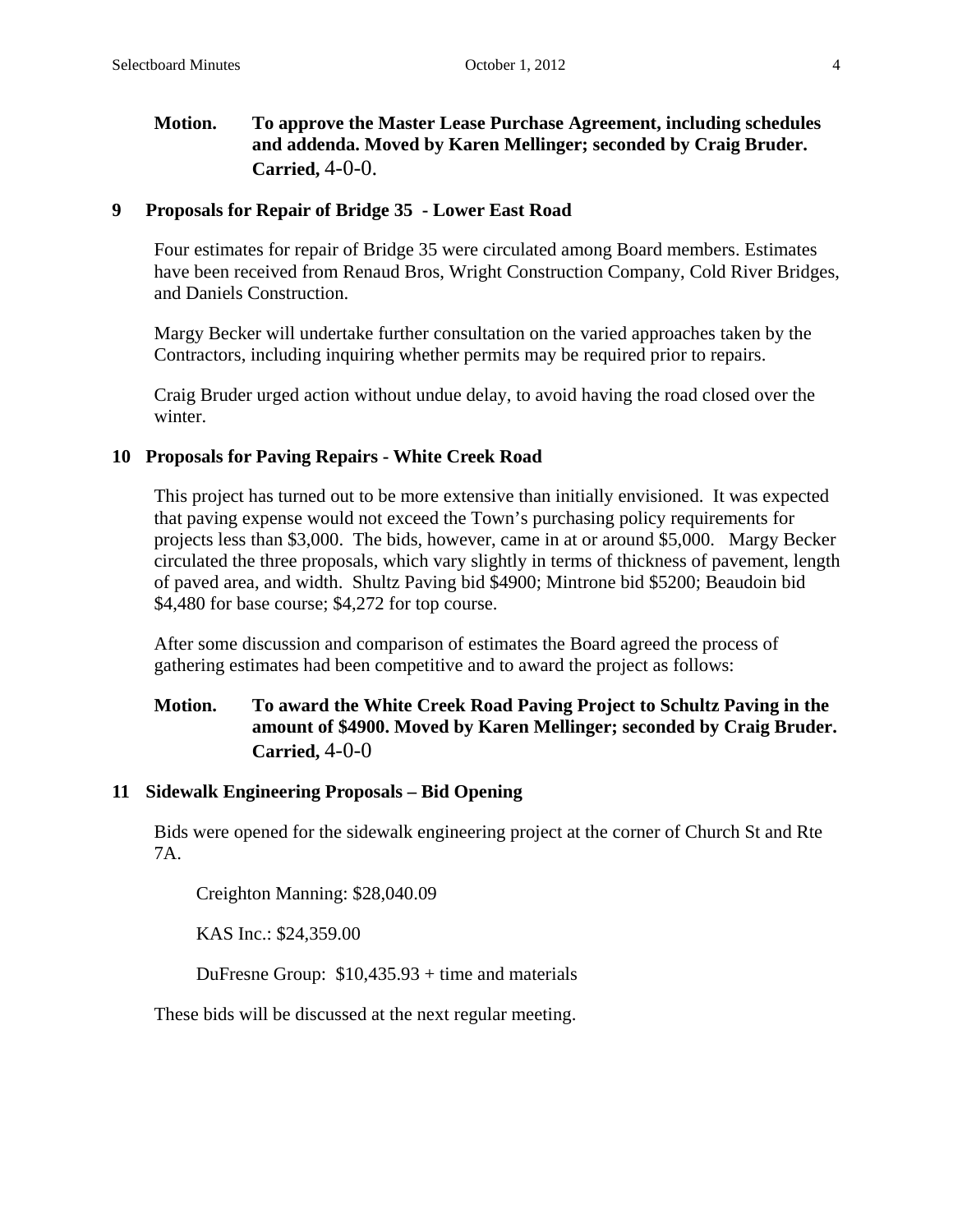**Motion. To approve the Master Lease Purchase Agreement, including schedules and addenda. Moved by Karen Mellinger; seconded by Craig Bruder. Carried,** 4-0-0.

## 9 Proposals for Repair of Bridge 35 - Lower East Road

Four estimates for repair of Bridge 35 were circulated among Board members. Estimates have been received from Renaud Bros, Wright Construction Company, Cold River Bridges, and Daniels Construction.

Margy Becker will undertake further consultation on the varied approaches taken by the Contractors, including inquiring whether permits may be required prior to repairs.

Craig Bruder urged action without undue delay, to avoid having the road closed over the winter.

## 10 Proposals for Paving Repairs - White Creek Road

This project has turned out to be more extensive than initially envisioned. It was expected that paving expense would not exceed the Town's purchasing policy requirements for projects less than $3,000. The bids, however, came in at or around $5,000. Margy Becker circulated the three proposals, which vary slightly in terms of thickness of pavement, length of paved area, and width. Shultz Paving bid $4900; Mintrone bid $5200; Beaudoin bid $4,480 for base course; $4,272 for top course.

After some discussion and comparison of estimates the Board agreed the process of gathering estimates had been competitive and to award the project as follows:

**Motion. To award the White Creek Road Paving Project to Schultz Paving in the amount of $4900. Moved by Karen Mellinger; seconded by Craig Bruder. Carried,** 4-0-0

## 11 Sidewalk Engineering Proposals – Bid Opening

Bids were opened for the sidewalk engineering project at the corner of Church St and Rte 7A.

Creighton Manning: $28,040.09

KAS Inc.: $24,359.00

DuFresne Group: $10,435.93 + time and materials

These bids will be discussed at the next regular meeting.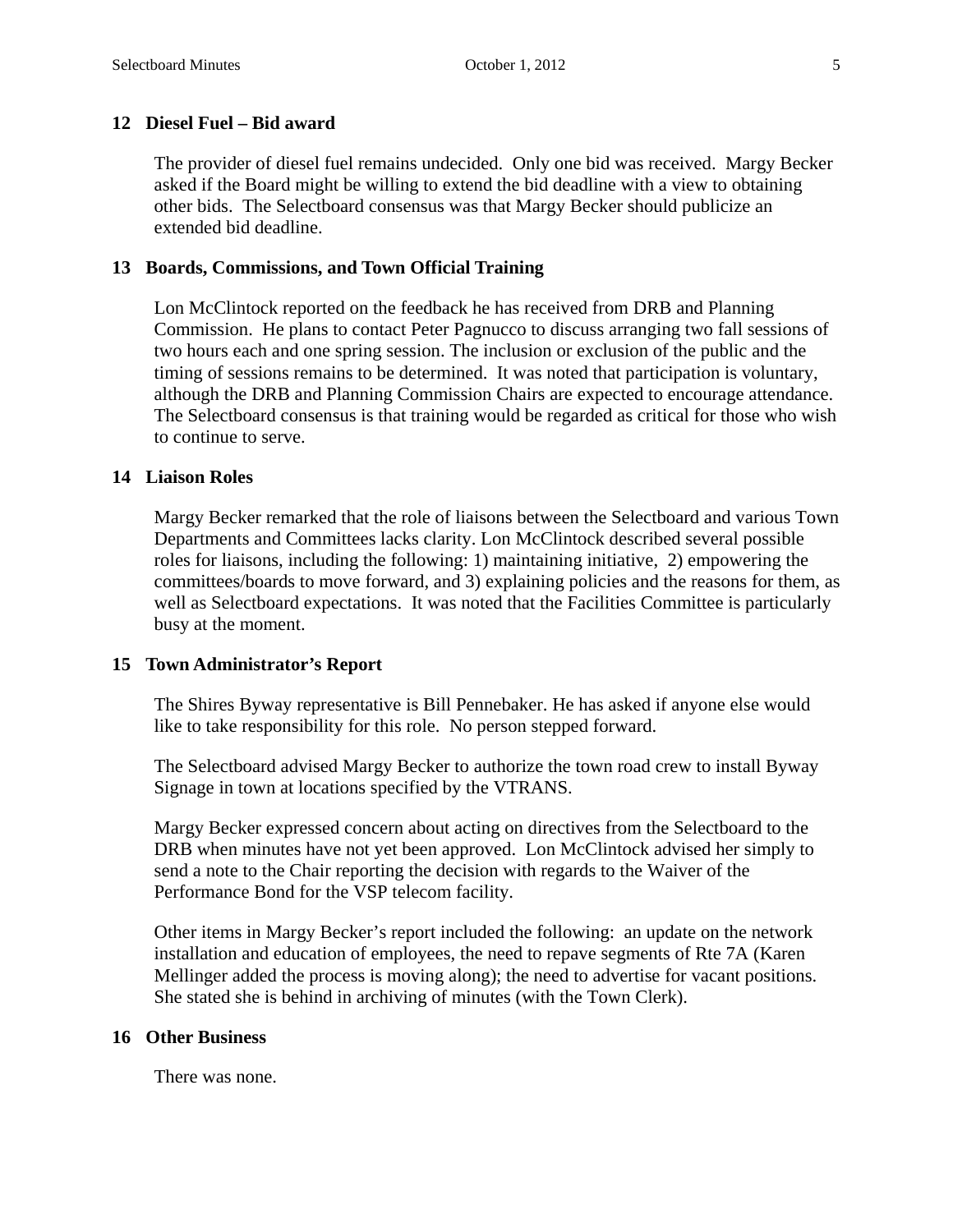## 12 Diesel Fuel – Bid award

The provider of diesel fuel remains undecided. Only one bid was received. Margy Becker asked if the Board might be willing to extend the bid deadline with a view to obtaining other bids. The Selectboard consensus was that Margy Becker should publicize an extended bid deadline.

## 13 Boards, Commissions, and Town Official Training

Lon McClintock reported on the feedback he has received from DRB and Planning Commission. He plans to contact Peter Pagnucco to discuss arranging two fall sessions of two hours each and one spring session. The inclusion or exclusion of the public and the timing of sessions remains to be determined. It was noted that participation is voluntary, although the DRB and Planning Commission Chairs are expected to encourage attendance. The Selectboard consensus is that training would be regarded as critical for those who wish to continue to serve.

## 14 Liaison Roles

Margy Becker remarked that the role of liaisons between the Selectboard and various Town Departments and Committees lacks clarity. Lon McClintock described several possible roles for liaisons, including the following: 1) maintaining initiative, 2) empowering the committees/boards to move forward, and 3) explaining policies and the reasons for them, as well as Selectboard expectations. It was noted that the Facilities Committee is particularly busy at the moment.

## 15 Town Administrator's Report

The Shires Byway representative is Bill Pennebaker. He has asked if anyone else would like to take responsibility for this role. No person stepped forward.

The Selectboard advised Margy Becker to authorize the town road crew to install Byway Signage in town at locations specified by the VTRANS.

Margy Becker expressed concern about acting on directives from the Selectboard to the DRB when minutes have not yet been approved. Lon McClintock advised her simply to send a note to the Chair reporting the decision with regards to the Waiver of the Performance Bond for the VSP telecom facility.

Other items in Margy Becker's report included the following: an update on the network installation and education of employees, the need to repave segments of Rte 7A (Karen Mellinger added the process is moving along); the need to advertise for vacant positions. She stated she is behind in archiving of minutes (with the Town Clerk).

## 16 Other Business

There was none.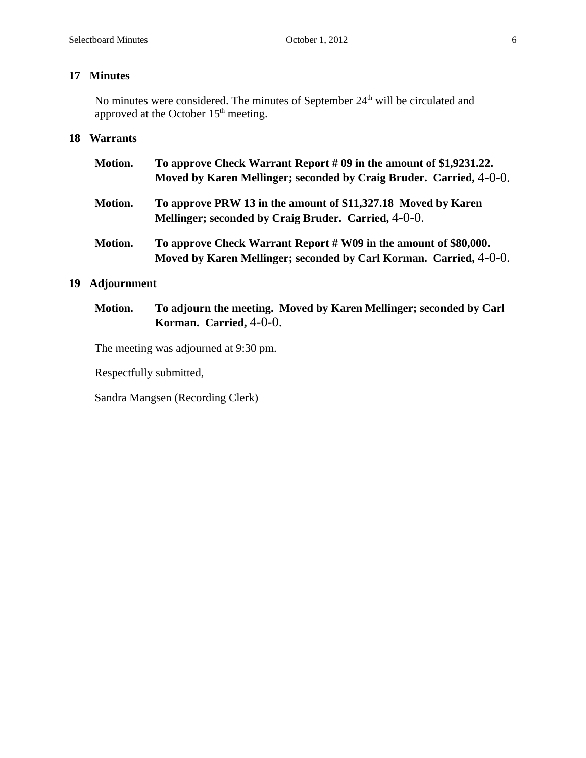## 17 Minutes

No minutes were considered. The minutes of September 24th will be circulated and approved at the October 15th meeting.

## 18 Warrants

**Motion.** **To approve Check Warrant Report # 09 in the amount of $1,9231.22. Moved by Karen Mellinger; seconded by Craig Bruder. Carried,** 4-0-0.

**Motion.** **To approve PRW 13 in the amount of $11,327.18 Moved by Karen Mellinger; seconded by Craig Bruder. Carried,** 4-0-0.

**Motion.** **To approve Check Warrant Report # W09 in the amount of $80,000. Moved by Karen Mellinger; seconded by Carl Korman. Carried,** 4-0-0.

## 19 Adjournment

**Motion.** **To adjourn the meeting. Moved by Karen Mellinger; seconded by Carl Korman. Carried,** 4-0-0.

The meeting was adjourned at 9:30 pm.

Respectfully submitted,

Sandra Mangsen (Recording Clerk)